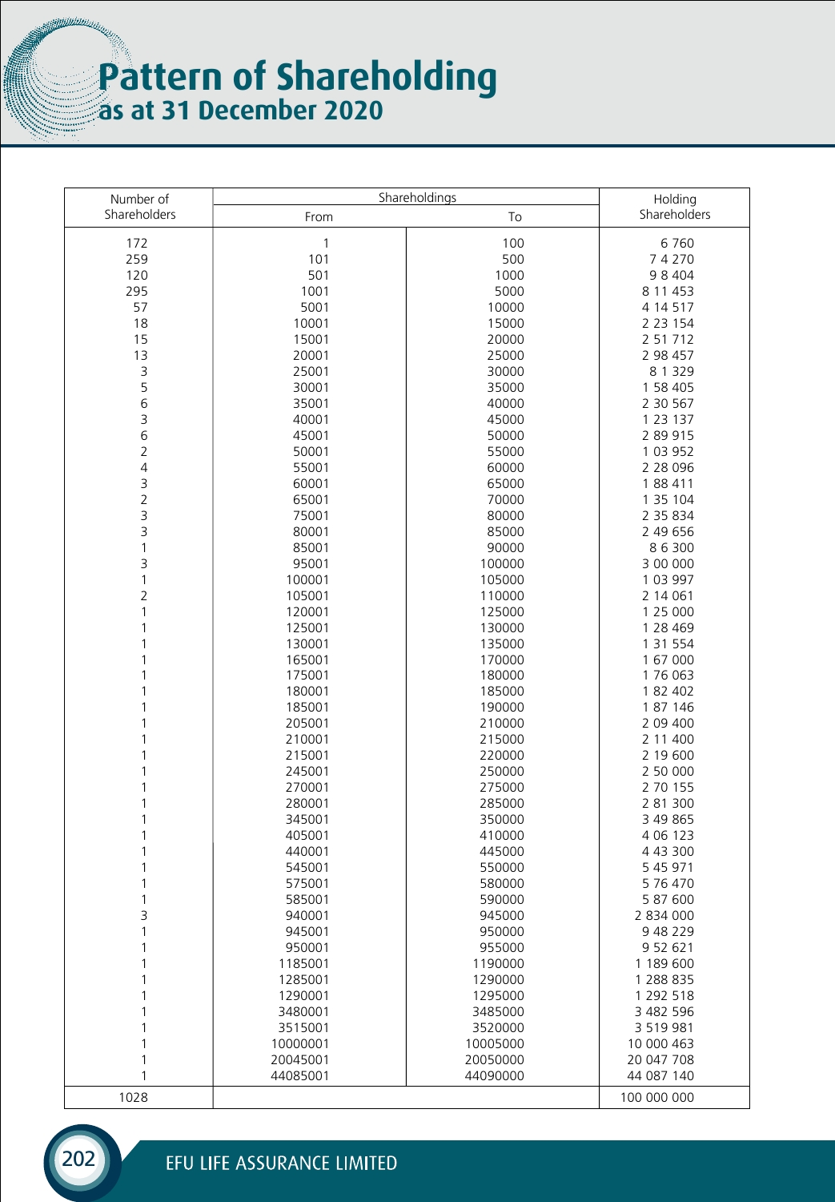# Pattern of Shareholding
## as at 31 December 2020

| Number of Shareholders | Shareholdings | | Holding Shareholders |
|---|---|---|---|
| | From | To | |
| 172 | 1 | 100 | 6 760 |
| 259 | 101 | 500 | 7 4 270 |
| 120 | 501 | 1000 | 9 8 404 |
| 295 | 1001 | 5000 | 8 11 453 |
| 57 | 5001 | 10000 | 4 14 517 |
| 18 | 10001 | 15000 | 2 23 154 |
| 15 | 15001 | 20000 | 2 51 712 |
| 13 | 20001 | 25000 | 2 98 457 |
| 3 | 25001 | 30000 | 8 1 329 |
| 5 | 30001 | 35000 | 1 58 405 |
| 6 | 35001 | 40000 | 2 30 567 |
| 3 | 40001 | 45000 | 1 23 137 |
| 6 | 45001 | 50000 | 2 89 915 |
| 2 | 50001 | 55000 | 1 03 952 |
| 4 | 55001 | 60000 | 2 28 096 |
| 3 | 60001 | 65000 | 1 88 411 |
| 2 | 65001 | 70000 | 1 35 104 |
| 3 | 75001 | 80000 | 2 35 834 |
| 3 | 80001 | 85000 | 2 49 656 |
| 1 | 85001 | 90000 | 8 6 300 |
| 3 | 95001 | 100000 | 3 00 000 |
| 1 | 100001 | 105000 | 1 03 997 |
| 2 | 105001 | 110000 | 2 14 061 |
| 1 | 120001 | 125000 | 1 25 000 |
| 1 | 125001 | 130000 | 1 28 469 |
| 1 | 130001 | 135000 | 1 31 554 |
| 1 | 165001 | 170000 | 1 67 000 |
| 1 | 175001 | 180000 | 1 76 063 |
| 1 | 180001 | 185000 | 1 82 402 |
| 1 | 185001 | 190000 | 1 87 146 |
| 1 | 205001 | 210000 | 2 09 400 |
| 1 | 210001 | 215000 | 2 11 400 |
| 1 | 215001 | 220000 | 2 19 600 |
| 1 | 245001 | 250000 | 2 50 000 |
| 1 | 270001 | 275000 | 2 70 155 |
| 1 | 280001 | 285000 | 2 81 300 |
| 1 | 345001 | 350000 | 3 49 865 |
| 1 | 405001 | 410000 | 4 06 123 |
| 1 | 440001 | 445000 | 4 43 300 |
| 1 | 545001 | 550000 | 5 45 971 |
| 1 | 575001 | 580000 | 5 76 470 |
| 1 | 585001 | 590000 | 5 87 600 |
| 3 | 940001 | 945000 | 2 834 000 |
| 1 | 945001 | 950000 | 9 48 229 |
| 1 | 950001 | 955000 | 9 52 621 |
| 1 | 1185001 | 1190000 | 1 189 600 |
| 1 | 1285001 | 1290000 | 1 288 835 |
| 1 | 1290001 | 1295000 | 1 292 518 |
| 1 | 3480001 | 3485000 | 3 482 596 |
| 1 | 3515001 | 3520000 | 3 519 981 |
| 1 | 10000001 | 10005000 | 10 000 463 |
| 1 | 20045001 | 20050000 | 20 047 708 |
| 1 | 44085001 | 44090000 | 44 087 140 |
| 1028 | | | 100 000 000 |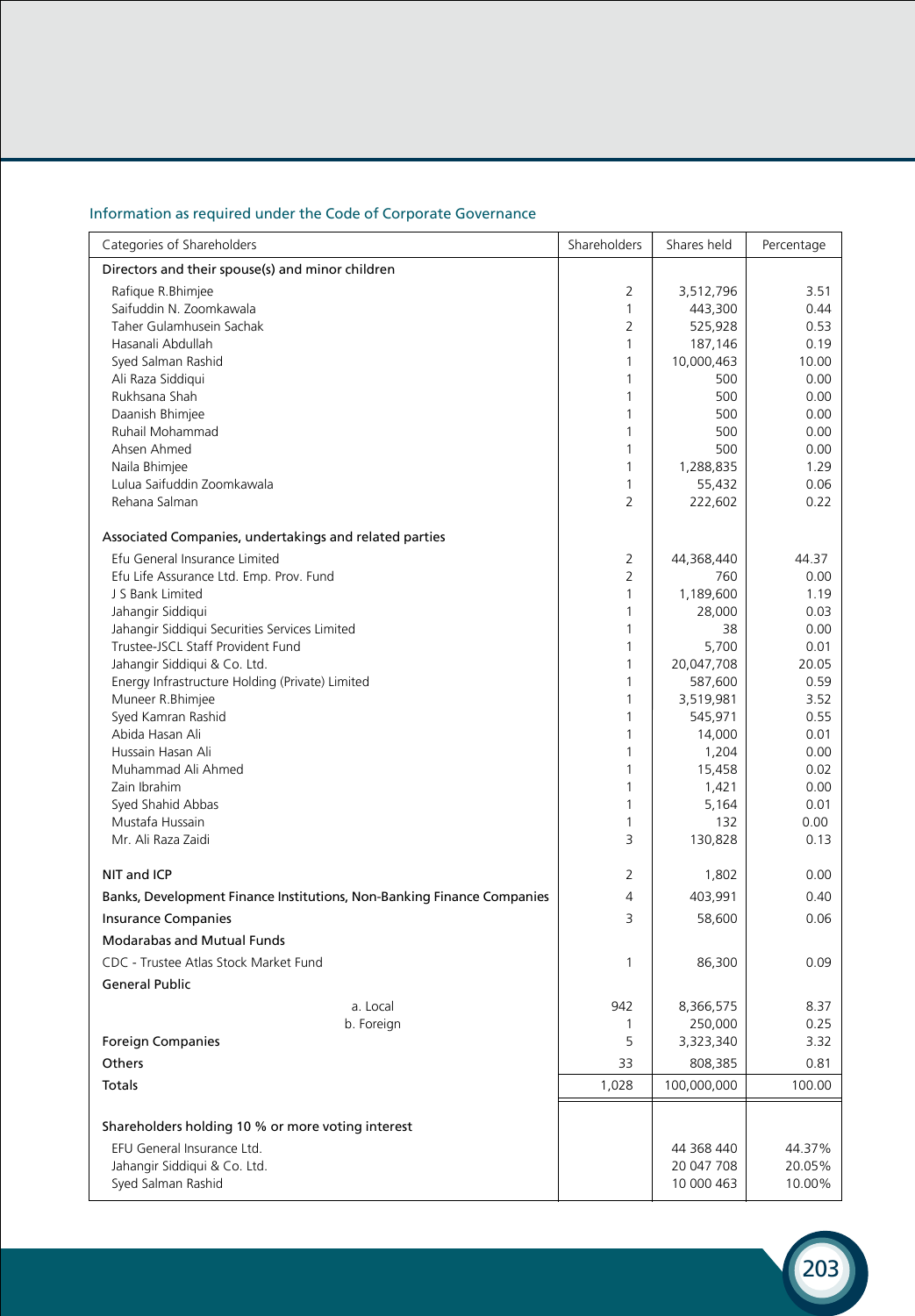## Information as required under the Code of Corporate Governance

| Categories of Shareholders | Shareholders | Shares held | Percentage |
|---|---|---|---|
| **Directors and their spouse(s) and minor children** | | | |
| Rafique R.Bhimjee | 2 | 3,512,796 | 3.51 |
| Saifuddin N. Zoomkawala | 1 | 443,300 | 0.44 |
| Taher Gulamhusein Sachak | 2 | 525,928 | 0.53 |
| Hasanali Abdullah | 1 | 187,146 | 0.19 |
| Syed Salman Rashid | 1 | 10,000,463 | 10.00 |
| Ali Raza Siddiqui | 1 | 500 | 0.00 |
| Rukhsana Shah | 1 | 500 | 0.00 |
| Daanish Bhimjee | 1 | 500 | 0.00 |
| Ruhail Mohammad | 1 | 500 | 0.00 |
| Ahsen Ahmed | 1 | 500 | 0.00 |
| Naila Bhimjee | 1 | 1,288,835 | 1.29 |
| Lulua Saifuddin Zoomkawala | 1 | 55,432 | 0.06 |
| Rehana Salman | 2 | 222,602 | 0.22 |
| **Associated Companies, undertakings and related parties** | | | |
| Efu General Insurance Limited | 2 | 44,368,440 | 44.37 |
| Efu Life Assurance Ltd. Emp. Prov. Fund | 2 | 760 | 0.00 |
| J S Bank Limited | 1 | 1,189,600 | 1.19 |
| Jahangir Siddiqui | 1 | 28,000 | 0.03 |
| Jahangir Siddiqui Securities Services Limited | 1 | 38 | 0.00 |
| Trustee-JSCL Staff Provident Fund | 1 | 5,700 | 0.01 |
| Jahangir Siddiqui & Co. Ltd. | 1 | 20,047,708 | 20.05 |
| Energy Infrastructure Holding (Private) Limited | 1 | 587,600 | 0.59 |
| Muneer R.Bhimjee | 1 | 3,519,981 | 3.52 |
| Syed Kamran Rashid | 1 | 545,971 | 0.55 |
| Abida Hasan Ali | 1 | 14,000 | 0.01 |
| Hussain Hasan Ali | 1 | 1,204 | 0.00 |
| Muhammad Ali Ahmed | 1 | 15,458 | 0.02 |
| Zain Ibrahim | 1 | 1,421 | 0.00 |
| Syed Shahid Abbas | 1 | 5,164 | 0.01 |
| Mustafa Hussain | 1 | 132 | 0.00 |
| Mr. Ali Raza Zaidi | 3 | 130,828 | 0.13 |
| **NIT and ICP** | 2 | 1,802 | 0.00 |
| **Banks, Development Finance Institutions, Non-Banking Finance Companies** | 4 | 403,991 | 0.40 |
| **Insurance Companies** | 3 | 58,600 | 0.06 |
| **Modarabas and Mutual Funds** | | | |
| CDC - Trustee Atlas Stock Market Fund | 1 | 86,300 | 0.09 |
| **General Public** | | | |
| a. Local | 942 | 8,366,575 | 8.37 |
| b. Foreign | 1 | 250,000 | 0.25 |
| **Foreign Companies** | 5 | 3,323,340 | 3.32 |
| **Others** | 33 | 808,385 | 0.81 |
| **Totals** | 1,028 | 100,000,000 | 100.00 |
| **Shareholders holding 10 % or more voting interest** | | | |
| EFU General Insurance Ltd. | | 44 368 440 | 44.37% |
| Jahangir Siddiqui & Co. Ltd. | | 20 047 708 | 20.05% |
| Syed Salman Rashid | | 10 000 463 | 10.00% |